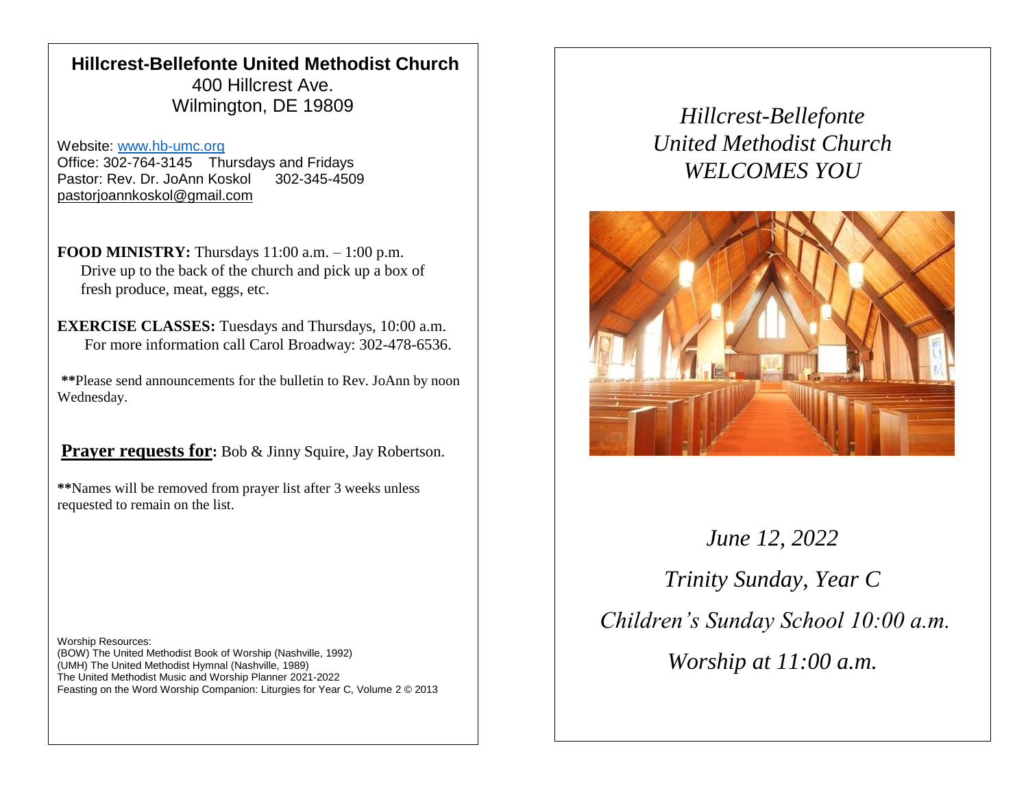# Hillcrest-Bellefonte United Methodist Church

400 Hillcrest Ave.
Wilmington, DE 19809

Website: www.hb-umc.org
Office: 302-764-3145 Thursdays and Fridays
Pastor: Rev. Dr. JoAnn Koskol 302-345-4509
pastorjoannkoskol@gmail.com

**FOOD MINISTRY:** Thursdays 11:00 a.m. – 1:00 p.m.
Drive up to the back of the church and pick up a box of fresh produce, meat, eggs, etc.

**EXERCISE CLASSES:** Tuesdays and Thursdays, 10:00 a.m.
For more information call Carol Broadway: 302-478-6536.

**\*\***Please send announcements for the bulletin to Rev. JoAnn by noon Wednesday.

**Prayer requests for:** Bob & Jinny Squire, Jay Robertson.

**\*\***Names will be removed from prayer list after 3 weeks unless requested to remain on the list.

Worship Resources:
(BOW) The United Methodist Book of Worship (Nashville, 1992)
(UMH) The United Methodist Hymnal (Nashville, 1989)
The United Methodist Music and Worship Planner 2021-2022
Feasting on the Word Worship Companion: Liturgies for Year C, Volume 2 © 2013

*Hillcrest-Bellefonte*
*United Methodist Church*
*WELCOMES YOU*

*June 12, 2022*

*Trinity Sunday, Year C*

*Children's Sunday School 10:00 a.m.*

*Worship at 11:00 a.m.*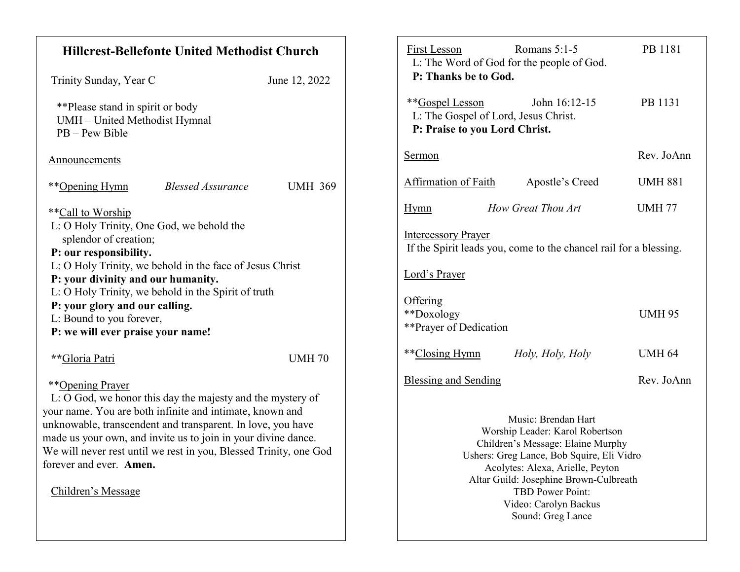## Hillcrest-Bellefonte United Methodist Church

Trinity Sunday, Year C June 12, 2022

**Please stand in spirit or body
UMH – United Methodist Hymnal
PB – Pew Bible

Announcements

**Opening Hymn *Blessed Assurance* UMH 369

**Call to Worship
L: O Holy Trinity, One God, we behold the splendor of creation;
**P: our responsibility.**
L: O Holy Trinity, we behold in the face of Jesus Christ
**P: your divinity and our humanity.**
L: O Holy Trinity, we behold in the Spirit of truth
**P: your glory and our calling.**
L: Bound to you forever,
**P: we will ever praise your name!**

**Gloria Patri UMH 70

**Opening Prayer
L: O God, we honor this day the majesty and the mystery of your name. You are both infinite and intimate, known and unknowable, transcendent and transparent. In love, you have made us your own, and invite us to join in your divine dance. We will never rest until we rest in you, Blessed Trinity, one God forever and ever. **Amen.**

Children's Message

First Lesson Romans 5:1-5 PB 1181
L: The Word of God for the people of God.
**P: Thanks be to God.**

**Gospel Lesson John 16:12-15 PB 1131
L: The Gospel of Lord, Jesus Christ.
**P: Praise to you Lord Christ.**

Sermon Rev. JoAnn

Affirmation of Faith Apostle's Creed UMH 881

Hymn *How Great Thou Art* UMH 77

Intercessory Prayer
If the Spirit leads you, come to the chancel rail for a blessing.

Lord's Prayer

Offering
**Doxology UMH 95
**Prayer of Dedication

**Closing Hymn *Holy, Holy, Holy* UMH 64

Blessing and Sending Rev. JoAnn

Music: Brendan Hart
Worship Leader: Karol Robertson
Children's Message: Elaine Murphy
Ushers: Greg Lance, Bob Squire, Eli Vidro
Acolytes: Alexa, Arielle, Peyton
Altar Guild: Josephine Brown-Culbreath
TBD Power Point:
Video: Carolyn Backus
Sound: Greg Lance